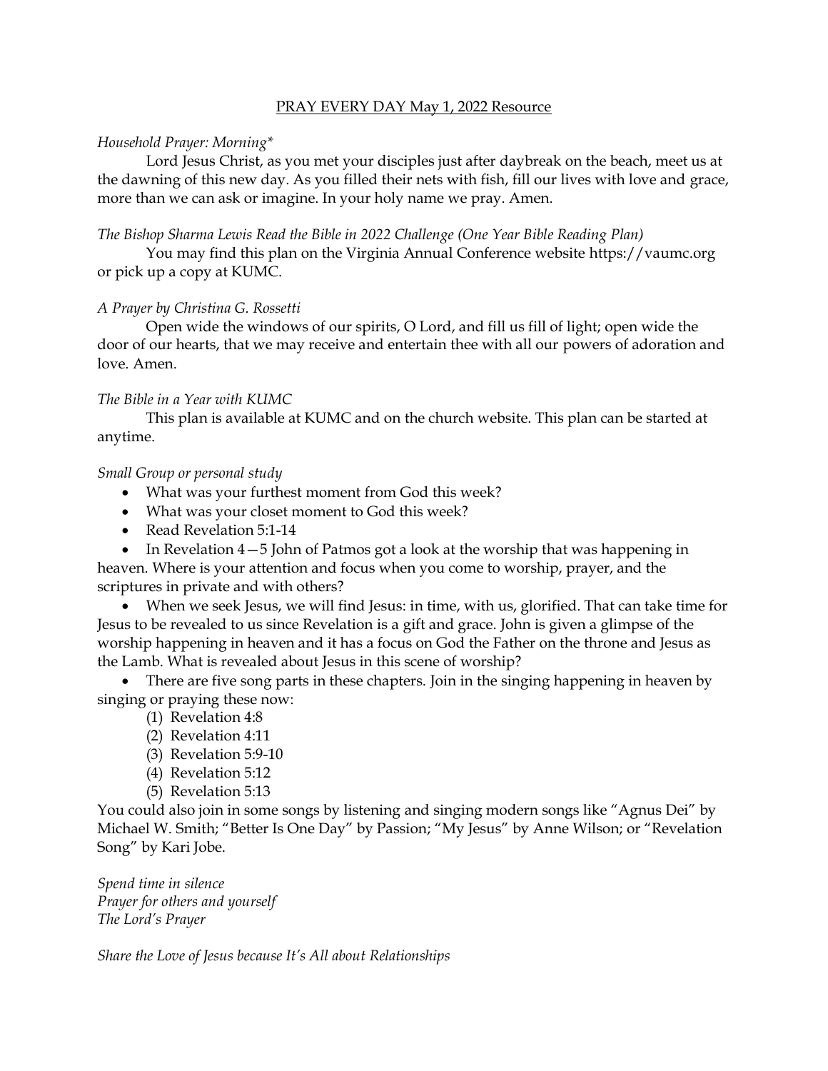<u>PRAY EVERY DAY May 1, 2022 Resource</u>

*Household Prayer: Morning**

Lord Jesus Christ, as you met your disciples just after daybreak on the beach, meet us at the dawning of this new day. As you filled their nets with fish, fill our lives with love and grace, more than we can ask or imagine. In your holy name we pray. Amen.

*The Bishop Sharma Lewis Read the Bible in 2022 Challenge (One Year Bible Reading Plan)*

You may find this plan on the Virginia Annual Conference website https://vaumc.org or pick up a copy at KUMC.

*A Prayer by Christina G. Rossetti*

Open wide the windows of our spirits, O Lord, and fill us fill of light; open wide the door of our hearts, that we may receive and entertain thee with all our powers of adoration and love. Amen.

*The Bible in a Year with KUMC*

This plan is available at KUMC and on the church website. This plan can be started at anytime.

*Small Group or personal study*

- What was your furthest moment from God this week?
- What was your closet moment to God this week?
- Read Revelation 5:1-14
- In Revelation 4—5 John of Patmos got a look at the worship that was happening in heaven. Where is your attention and focus when you come to worship, prayer, and the scriptures in private and with others?
- When we seek Jesus, we will find Jesus: in time, with us, glorified. That can take time for Jesus to be revealed to us since Revelation is a gift and grace. John is given a glimpse of the worship happening in heaven and it has a focus on God the Father on the throne and Jesus as the Lamb. What is revealed about Jesus in this scene of worship?
- There are five song parts in these chapters. Join in the singing happening in heaven by singing or praying these now:
  1. Revelation 4:8
  2. Revelation 4:11
  3. Revelation 5:9-10
  4. Revelation 5:12
  5. Revelation 5:13

You could also join in some songs by listening and singing modern songs like "Agnus Dei" by Michael W. Smith; "Better Is One Day" by Passion; "My Jesus" by Anne Wilson; or "Revelation Song" by Kari Jobe.

*Spend time in silence*
*Prayer for others and yourself*
*The Lord's Prayer*

*Share the Love of Jesus because It's All about Relationships*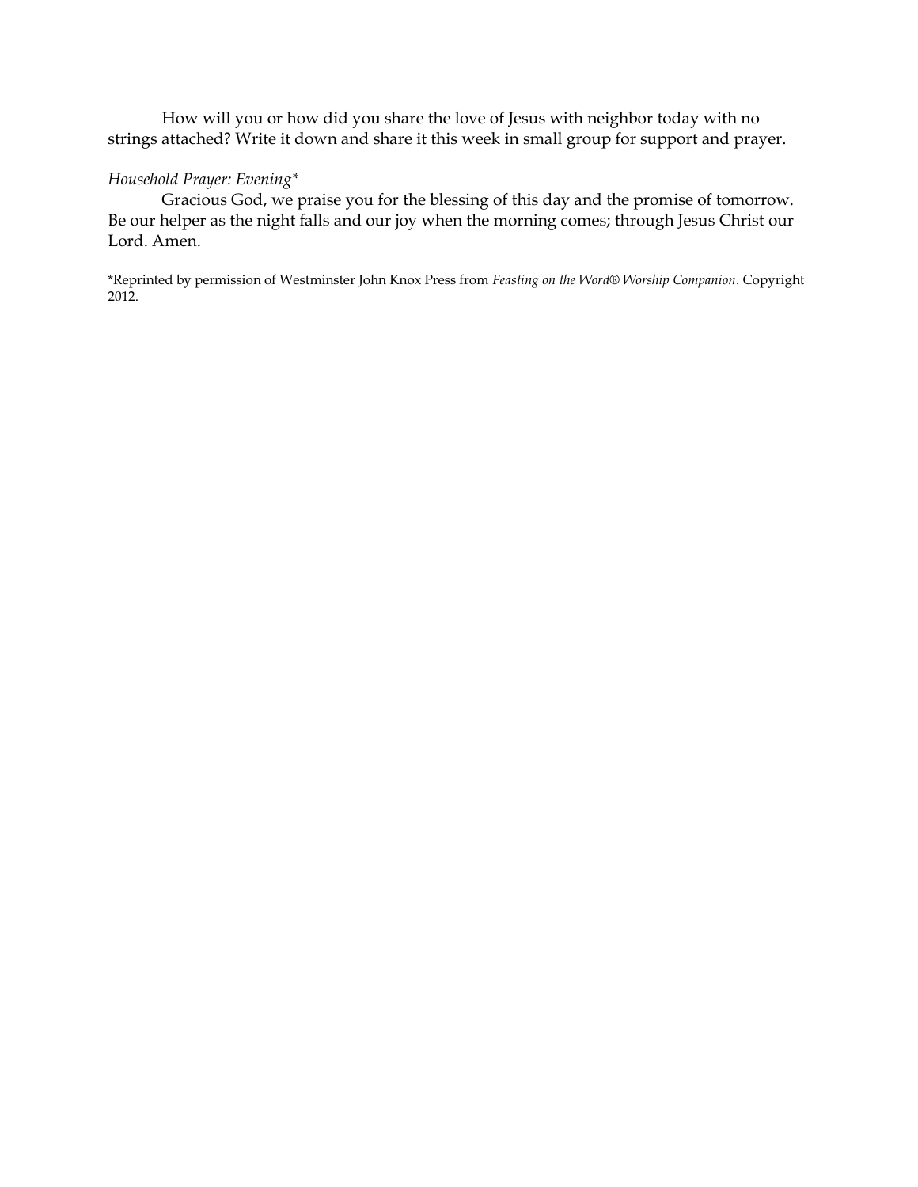How will you or how did you share the love of Jesus with neighbor today with no strings attached? Write it down and share it this week in small group for support and prayer.

*Household Prayer: Evening**

Gracious God, we praise you for the blessing of this day and the promise of tomorrow. Be our helper as the night falls and our joy when the morning comes; through Jesus Christ our Lord. Amen.

*Reprinted by permission of Westminster John Knox Press from *Feasting on the Word® Worship Companion*. Copyright 2012.